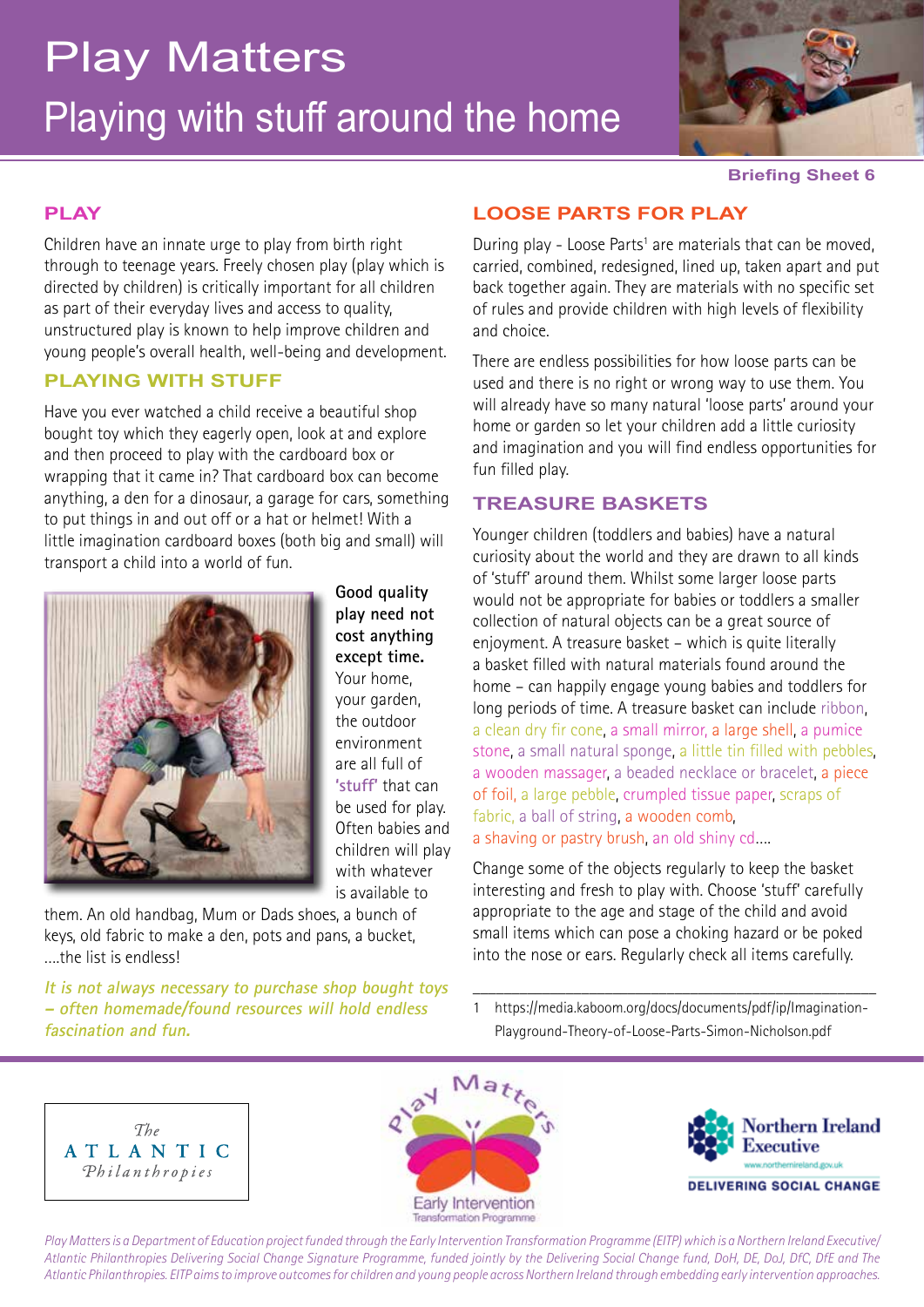# Play Matters

## Playing with stuff around the home

Briefing Sheet 6

## PLAY

Children have an innate urge to play from birth right through to teenage years. Freely chosen play (play which is directed by children) is critically important for all children as part of their everyday lives and access to quality, unstructured play is known to help improve children and young people's overall health, well-being and development.

## PLAYING WITH STUFF

Have you ever watched a child receive a beautiful shop bought toy which they eagerly open, look at and explore and then proceed to play with the cardboard box or wrapping that it came in? That cardboard box can become anything, a den for a dinosaur, a garage for cars, something to put things in and out off or a hat or helmet! With a little imagination cardboard boxes (both big and small) will transport a child into a world of fun.

**Good quality play need not cost anything except time.** Your home, your garden, the outdoor environment are all full of 'stuff' that can be used for play. Often babies and children will play with whatever is available to them. An old handbag, Mum or Dads shoes, a bunch of keys, old fabric to make a den, pots and pans, a bucket, ....the list is endless!

***It is not always necessary to purchase shop bought toys – often homemade/found resources will hold endless fascination and fun.***

## LOOSE PARTS FOR PLAY

During play - Loose Parts[1] are materials that can be moved, carried, combined, redesigned, lined up, taken apart and put back together again. They are materials with no specific set of rules and provide children with high levels of flexibility and choice.

There are endless possibilities for how loose parts can be used and there is no right or wrong way to use them. You will already have so many natural 'loose parts' around your home or garden so let your children add a little curiosity and imagination and you will find endless opportunities for fun filled play.

## TREASURE BASKETS

Younger children (toddlers and babies) have a natural curiosity about the world and they are drawn to all kinds of 'stuff' around them. Whilst some larger loose parts would not be appropriate for babies or toddlers a smaller collection of natural objects can be a great source of enjoyment. A treasure basket – which is quite literally a basket filled with natural materials found around the home – can happily engage young babies and toddlers for long periods of time. A treasure basket can include ribbon, a clean dry fir cone, a small mirror, a large shell, a pumice stone, a small natural sponge, a little tin filled with pebbles, a wooden massager, a beaded necklace or bracelet, a piece of foil, a large pebble, crumpled tissue paper, scraps of fabric, a ball of string, a wooden comb, a shaving or pastry brush, an old shiny cd....

Change some of the objects regularly to keep the basket interesting and fresh to play with. Choose 'stuff' carefully appropriate to the age and stage of the child and avoid small items which can pose a choking hazard or be poked into the nose or ears. Regularly check all items carefully.

---

1 https://media.kaboom.org/docs/documents/pdf/ip/Imagination-Playground-Theory-of-Loose-Parts-Simon-Nicholson.pdf

The ATLANTIC Philanthropies

Play Matters — Early Intervention Transformation Programme

Northern Ireland Executive — www.northernireland.gov.uk — DELIVERING SOCIAL CHANGE

*Play Matters is a Department of Education project funded through the Early Intervention Transformation Programme (EITP) which is a Northern Ireland Executive/ Atlantic Philanthropies Delivering Social Change Signature Programme, funded jointly by the Delivering Social Change fund, DoH, DE, DoJ, DfC, DfE and The Atlantic Philanthropies. EITP aims to improve outcomes for children and young people across Northern Ireland through embedding early intervention approaches.*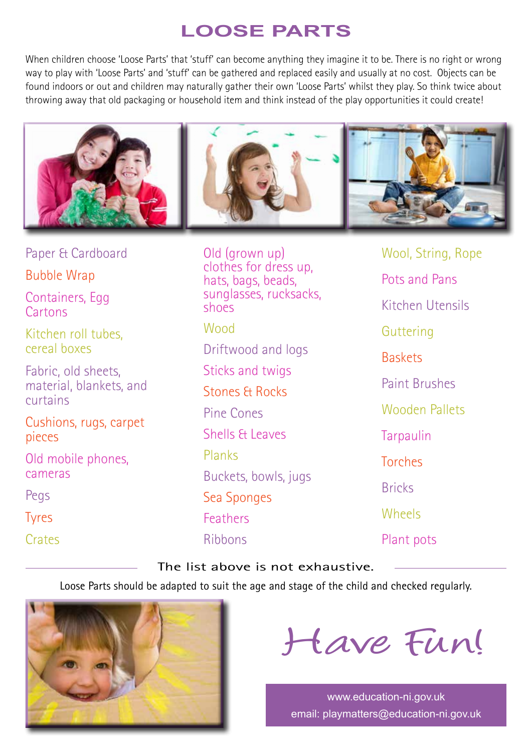# LOOSE PARTS

When children choose 'Loose Parts' that 'stuff' can become anything they imagine it to be. There is no right or wrong way to play with 'Loose Parts' and 'stuff' can be gathered and replaced easily and usually at no cost. Objects can be found indoors or out and children may naturally gather their own 'Loose Parts' whilst they play. So think twice about throwing away that old packaging or household item and think instead of the play opportunities it could create!

- Paper & Cardboard
- Bubble Wrap
- Containers, Egg Cartons
- Kitchen roll tubes, cereal boxes
- Fabric, old sheets, material, blankets, and curtains
- Cushions, rugs, carpet pieces
- Old mobile phones, cameras
- Pegs
- Tyres
- Crates
- Old (grown up) clothes for dress up, hats, bags, beads, sunglasses, rucksacks, shoes
- Wood
- Driftwood and logs
- Sticks and twigs
- Stones & Rocks
- Pine Cones
- Shells & Leaves
- Planks
- Buckets, bowls, jugs
- Sea Sponges
- Feathers
- Ribbons
- Wool, String, Rope
- Pots and Pans
- Kitchen Utensils
- Guttering
- Baskets
- Paint Brushes
- Wooden Pallets
- Tarpaulin
- Torches
- Bricks
- Wheels
- Plant pots

The list above is not exhaustive.

Loose Parts should be adapted to suit the age and stage of the child and checked regularly.

## Have Fun!

www.education-ni.gov.uk
email: playmatters@education-ni.gov.uk